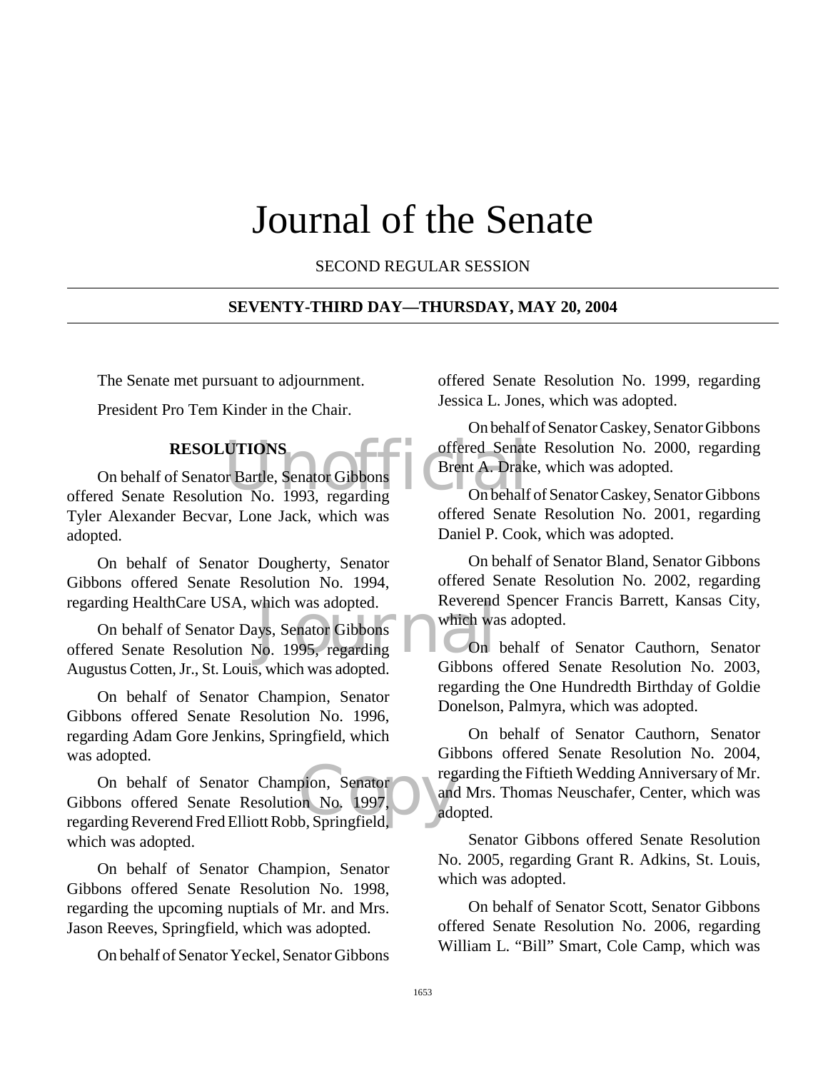# Journal of the Senate

SECOND REGULAR SESSION

**SEVENTY-THIRD DAY—THURSDAY, MAY 20, 2004**

The Senate met pursuant to adjournment.

President Pro Tem Kinder in the Chair.

**RESOLUTIONS**

On behalf of Senator Bartle, Senator Gibbons offered Senate Resolution No. 1993, regarding Tyler Alexander Becvar, Lone Jack, which was adopted.

On behalf of Senator Dougherty, Senator Gibbons offered Senate Resolution No. 1994, regarding HealthCare USA, which was adopted.

On behalf of Senator Days, Senator Gibbons offered Senate Resolution No. 1995, regarding Augustus Cotten, Jr., St. Louis, which was adopted.

On behalf of Senator Champion, Senator Gibbons offered Senate Resolution No. 1996, regarding Adam Gore Jenkins, Springfield, which was adopted.

On behalf of Senator Champion, Senator Gibbons offered Senate Resolution No. 1997, regarding Reverend Fred Elliott Robb, Springfield, which was adopted.

On behalf of Senator Champion, Senator Gibbons offered Senate Resolution No. 1998, regarding the upcoming nuptials of Mr. and Mrs. Jason Reeves, Springfield, which was adopted.

On behalf of Senator Yeckel, Senator Gibbons offered Senate Resolution No. 1999, regarding Jessica L. Jones, which was adopted.

On behalf of Senator Caskey, Senator Gibbons offered Senate Resolution No. 2000, regarding Brent A. Drake, which was adopted.

On behalf of Senator Caskey, Senator Gibbons offered Senate Resolution No. 2001, regarding Daniel P. Cook, which was adopted.

On behalf of Senator Bland, Senator Gibbons offered Senate Resolution No. 2002, regarding Reverend Spencer Francis Barrett, Kansas City, which was adopted.

On behalf of Senator Cauthorn, Senator Gibbons offered Senate Resolution No. 2003, regarding the One Hundredth Birthday of Goldie Donelson, Palmyra, which was adopted.

On behalf of Senator Cauthorn, Senator Gibbons offered Senate Resolution No. 2004, regarding the Fiftieth Wedding Anniversary of Mr. and Mrs. Thomas Neuschafer, Center, which was adopted.

Senator Gibbons offered Senate Resolution No. 2005, regarding Grant R. Adkins, St. Louis, which was adopted.

On behalf of Senator Scott, Senator Gibbons offered Senate Resolution No. 2006, regarding William L. "Bill" Smart, Cole Camp, which was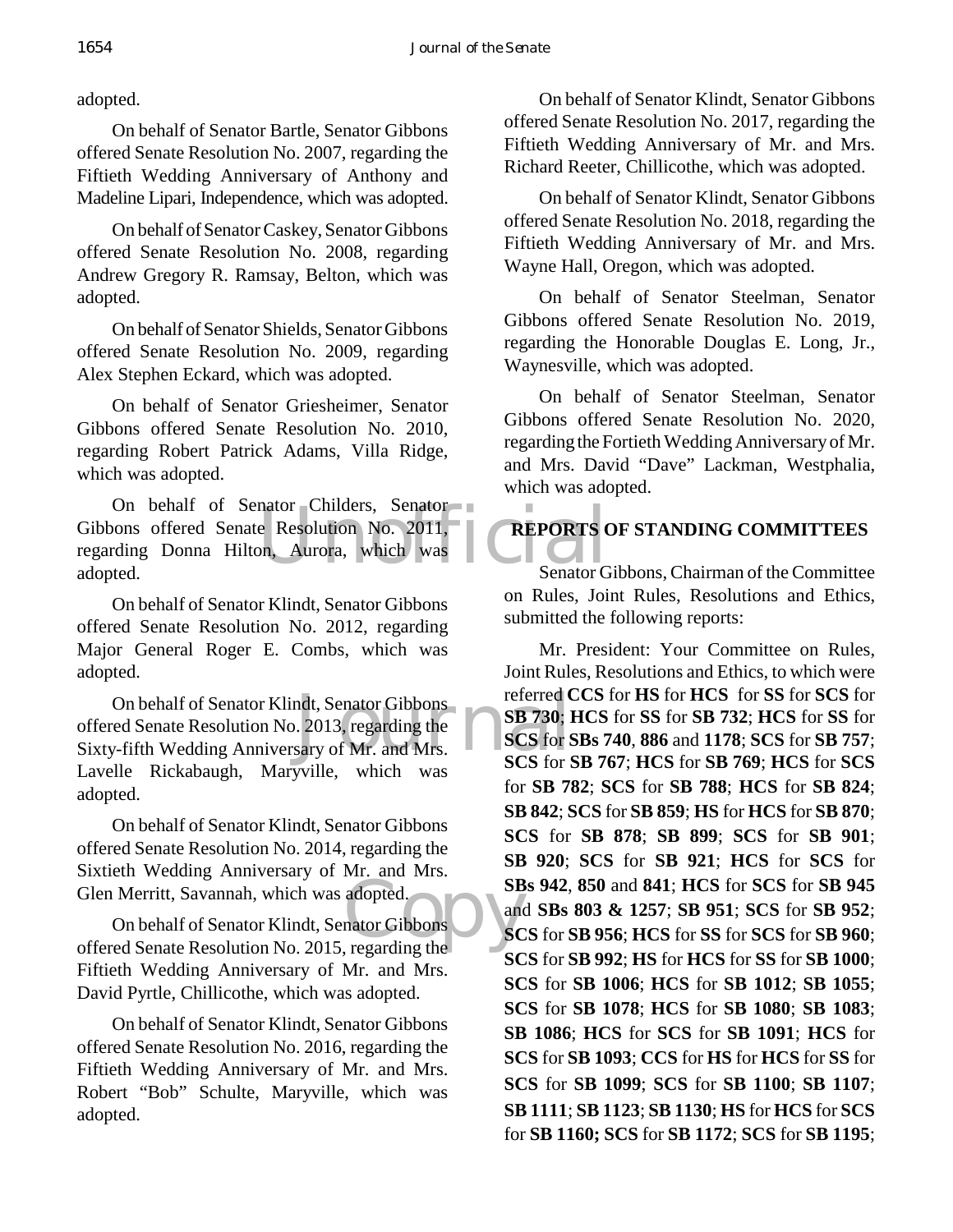adopted.

On behalf of Senator Bartle, Senator Gibbons offered Senate Resolution No. 2007, regarding the Fiftieth Wedding Anniversary of Anthony and Madeline Lipari, Independence, which was adopted.

On behalf of Senator Caskey, Senator Gibbons offered Senate Resolution No. 2008, regarding Andrew Gregory R. Ramsay, Belton, which was adopted.

On behalf of Senator Shields, Senator Gibbons offered Senate Resolution No. 2009, regarding Alex Stephen Eckard, which was adopted.

On behalf of Senator Griesheimer, Senator Gibbons offered Senate Resolution No. 2010, regarding Robert Patrick Adams, Villa Ridge, which was adopted.

On behalf of Senator Childers, Senator Gibbons offered Senate Resolution No. 2011, regarding Donna Hilton, Aurora, which was adopted.

On behalf of Senator Klindt, Senator Gibbons offered Senate Resolution No. 2012, regarding Major General Roger E. Combs, which was adopted.

On behalf of Senator Klindt, Senator Gibbons offered Senate Resolution No. 2013, regarding the Sixty-fifth Wedding Anniversary of Mr. and Mrs. Lavelle Rickabaugh, Maryville, which was adopted.

On behalf of Senator Klindt, Senator Gibbons offered Senate Resolution No. 2014, regarding the Sixtieth Wedding Anniversary of Mr. and Mrs. Glen Merritt, Savannah, which was adopted.

On behalf of Senator Klindt, Senator Gibbons offered Senate Resolution No. 2015, regarding the Fiftieth Wedding Anniversary of Mr. and Mrs. David Pyrtle, Chillicothe, which was adopted.

On behalf of Senator Klindt, Senator Gibbons offered Senate Resolution No. 2016, regarding the Fiftieth Wedding Anniversary of Mr. and Mrs. Robert "Bob" Schulte, Maryville, which was adopted.

On behalf of Senator Klindt, Senator Gibbons offered Senate Resolution No. 2017, regarding the Fiftieth Wedding Anniversary of Mr. and Mrs. Richard Reeter, Chillicothe, which was adopted.

On behalf of Senator Klindt, Senator Gibbons offered Senate Resolution No. 2018, regarding the Fiftieth Wedding Anniversary of Mr. and Mrs. Wayne Hall, Oregon, which was adopted.

On behalf of Senator Steelman, Senator Gibbons offered Senate Resolution No. 2019, regarding the Honorable Douglas E. Long, Jr., Waynesville, which was adopted.

On behalf of Senator Steelman, Senator Gibbons offered Senate Resolution No. 2020, regarding the Fortieth Wedding Anniversary of Mr. and Mrs. David "Dave" Lackman, Westphalia, which was adopted.

## REPORTS OF STANDING COMMITTEES

Senator Gibbons, Chairman of the Committee on Rules, Joint Rules, Resolutions and Ethics, submitted the following reports:

Mr. President: Your Committee on Rules, Joint Rules, Resolutions and Ethics, to which were referred **CCS** for **HS** for **HCS** for **SS** for **SCS** for **SB 730**; **HCS** for **SS** for **SB 732**; **HCS** for **SS** for **SCS** for **SBs 740**, **886** and **1178**; **SCS** for **SB 757**; **SCS** for **SB 767**; **HCS** for **SB 769**; **HCS** for **SCS** for **SB 782**; **SCS** for **SB 788**; **HCS** for **SB 824**; **SB 842**; **SCS** for **SB 859**; **HS** for **HCS** for **SB 870**; **SCS** for **SB 878**; **SB 899**; **SCS** for **SB 901**; **SB 920**; **SCS** for **SB 921**; **HCS** for **SCS** for **SBs 942**, **850** and **841**; **HCS** for **SCS** for **SB 945** and **SBs 803 & 1257**; **SB 951**; **SCS** for **SB 952**; **SCS** for **SB 956**; **HCS** for **SS** for **SCS** for **SB 960**; **SCS** for **SB 992**; **HS** for **HCS** for **SS** for **SB 1000**; **SCS** for **SB 1006**; **HCS** for **SB 1012**; **SB 1055**; **SCS** for **SB 1078**; **HCS** for **SB 1080**; **SB 1083**; **SB 1086**; **HCS** for **SCS** for **SB 1091**; **HCS** for **SCS** for **SB 1093**; **CCS** for **HS** for **HCS** for **SS** for **SCS** for **SB 1099**; **SCS** for **SB 1100**; **SB 1107**; **SB 1111**; **SB 1123**; **SB 1130**; **HS** for **HCS** for **SCS** for **SB 1160;** **SCS** for **SB 1172**; **SCS** for **SB 1195**;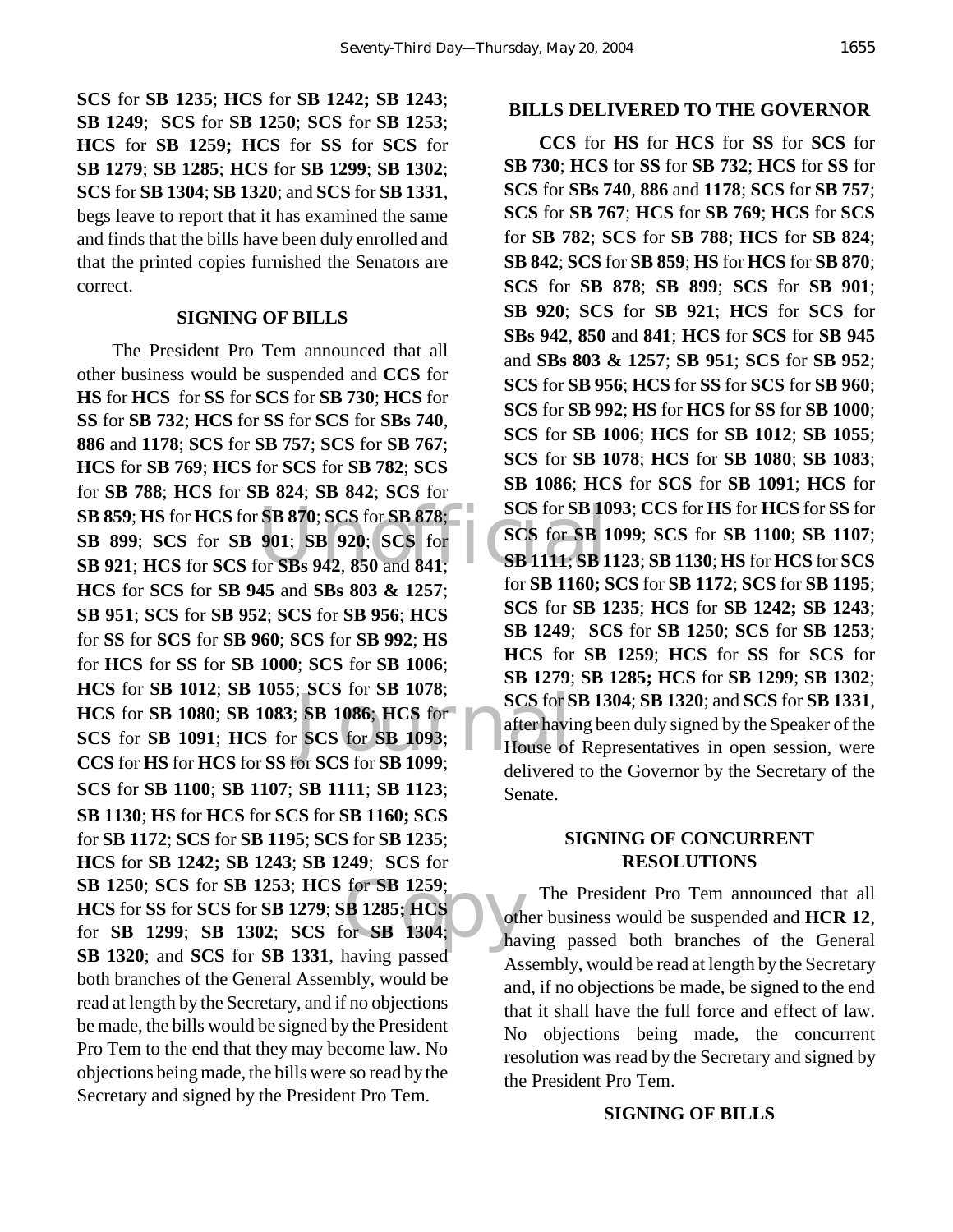**SCS** for **SB 1235**; **HCS** for **SB 1242; SB 1243**; **SB 1249**; **SCS** for **SB 1250**; **SCS** for **SB 1253**; **HCS** for **SB 1259; HCS** for **SS** for **SCS** for **SB 1279**; **SB 1285**; **HCS** for **SB 1299**; **SB 1302**; **SCS** for **SB 1304**; **SB 1320**; and **SCS** for **SB 1331**, begs leave to report that it has examined the same and finds that the bills have been duly enrolled and that the printed copies furnished the Senators are correct.

## SIGNING OF BILLS

The President Pro Tem announced that all other business would be suspended and **CCS** for **HS** for **HCS** for **SS** for **SCS** for **SB 730**; **HCS** for **SS** for **SB 732**; **HCS** for **SS** for **SCS** for **SBs 740**, **886** and **1178**; **SCS** for **SB 757**; **SCS** for **SB 767**; **HCS** for **SB 769**; **HCS** for **SCS** for **SB 782**; **SCS** for **SB 788**; **HCS** for **SB 824**; **SB 842**; **SCS** for **SB 859**; **HS** for **HCS** for **SB 870**; **SCS** for **SB 878**; **SB 899**; **SCS** for **SB 901**; **SB 920**; **SCS** for **SB 921**; **HCS** for **SCS** for **SBs 942**, **850** and **841**; **HCS** for **SCS** for **SB 945** and **SBs 803 & 1257**; **SB 951**; **SCS** for **SB 952**; **SCS** for **SB 956**; **HCS** for **SS** for **SCS** for **SB 960**; **SCS** for **SB 992**; **HS** for **HCS** for **SS** for **SB 1000**; **SCS** for **SB 1006**; **HCS** for **SB 1012**; **SB 1055**; **SCS** for **SB 1078**; **HCS** for **SB 1080**; **SB 1083**; **SB 1086**; **HCS** for **SCS** for **SB 1091**; **HCS** for **SCS** for **SB 1093**; **CCS** for **HS** for **HCS** for **SS** for **SCS** for **SB 1099**; **SCS** for **SB 1100**; **SB 1107**; **SB 1111**; **SB 1123**; **SB 1130**; **HS** for **HCS** for **SCS** for **SB 1160; SCS** for **SB 1172**; **SCS** for **SB 1195**; **SCS** for **SB 1235**; **HCS** for **SB 1242; SB 1243**; **SB 1249**; **SCS** for **SB 1250**; **SCS** for **SB 1253**; **HCS** for **SB 1259**; **HCS** for **SS** for **SCS** for **SB 1279**; **SB 1285; HCS** for **SB 1299**; **SB 1302**; **SCS** for **SB 1304**; **SB 1320**; and **SCS** for **SB 1331**, having passed both branches of the General Assembly, would be read at length by the Secretary, and if no objections be made, the bills would be signed by the President Pro Tem to the end that they may become law. No objections being made, the bills were so read by the Secretary and signed by the President Pro Tem.

## BILLS DELIVERED TO THE GOVERNOR

**CCS** for **HS** for **HCS** for **SS** for **SCS** for **SB 730**; **HCS** for **SS** for **SB 732**; **HCS** for **SS** for **SCS** for **SBs 740**, **886** and **1178**; **SCS** for **SB 757**; **SCS** for **SB 767**; **HCS** for **SB 769**; **HCS** for **SCS** for **SB 782**; **SCS** for **SB 788**; **HCS** for **SB 824**; **SB 842**; **SCS** for **SB 859**; **HS** for **HCS** for **SB 870**; **SCS** for **SB 878**; **SB 899**; **SCS** for **SB 901**; **SB 920**; **SCS** for **SB 921**; **HCS** for **SCS** for **SBs 942**, **850** and **841**; **HCS** for **SCS** for **SB 945** and **SBs 803 & 1257**; **SB 951**; **SCS** for **SB 952**; **SCS** for **SB 956**; **HCS** for **SS** for **SCS** for **SB 960**; **SCS** for **SB 992**; **HS** for **HCS** for **SS** for **SB 1000**; **SCS** for **SB 1006**; **HCS** for **SB 1012**; **SB 1055**; **SCS** for **SB 1078**; **HCS** for **SB 1080**; **SB 1083**; **SB 1086**; **HCS** for **SCS** for **SB 1091**; **HCS** for **SCS** for **SB 1093**; **CCS** for **HS** for **HCS** for **SS** for **SCS** for **SB 1099**; **SCS** for **SB 1100**; **SB 1107**; **SB 1111**; **SB 1123**; **SB 1130**; **HS** for **HCS** for **SCS** for **SB 1160; SCS** for **SB 1172**; **SCS** for **SB 1195**; **SCS** for **SB 1235**; **HCS** for **SB 1242; SB 1243**; **SB 1249**; **SCS** for **SB 1250**; **SCS** for **SB 1253**; **HCS** for **SB 1259**; **HCS** for **SS** for **SCS** for **SB 1279**; **SB 1285; HCS** for **SB 1299**; **SB 1302**; **SCS** for **SB 1304**; **SB 1320**; and **SCS** for **SB 1331**, after having been duly signed by the Speaker of the House of Representatives in open session, were delivered to the Governor by the Secretary of the Senate.

## SIGNING OF CONCURRENT RESOLUTIONS

The President Pro Tem announced that all other business would be suspended and **HCR 12**, having passed both branches of the General Assembly, would be read at length by the Secretary and, if no objections be made, be signed to the end that it shall have the full force and effect of law. No objections being made, the concurrent resolution was read by the Secretary and signed by the President Pro Tem.

## SIGNING OF BILLS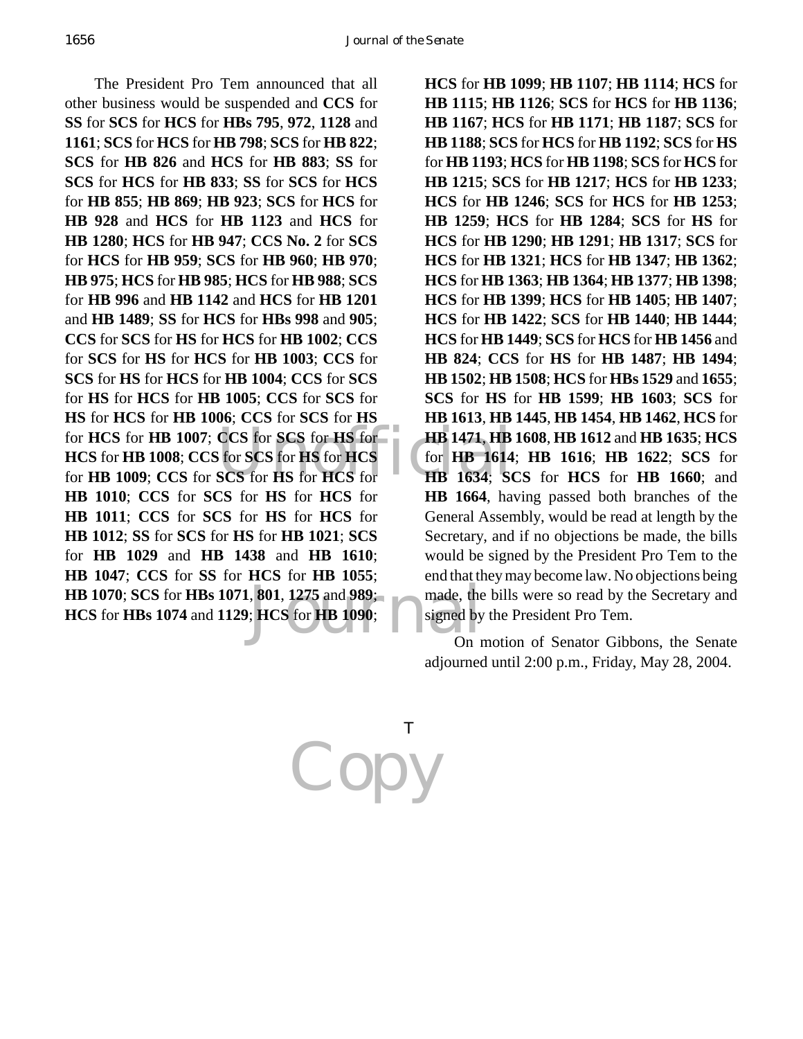The President Pro Tem announced that all other business would be suspended and **CCS** for **SS** for **SCS** for **HCS** for **HBs 795**, **972**, **1128** and **1161**; **SCS** for **HCS** for **HB 798**; **SCS** for **HB 822**; **SCS** for **HB 826** and **HCS** for **HB 883**; **SS** for **SCS** for **HCS** for **HB 833**; **SS** for **SCS** for **HCS** for **HB 855**; **HB 869**; **HB 923**; **SCS** for **HCS** for **HB 928** and **HCS** for **HB 1123** and **HCS** for **HB 1280**; **HCS** for **HB 947**; **CCS No. 2** for **SCS** for **HCS** for **HB 959**; **SCS** for **HB 960**; **HB 970**; **HB 975**; **HCS** for **HB 985**; **HCS** for **HB 988**; **SCS** for **HB 996** and **HB 1142** and **HCS** for **HB 1201** and **HB 1489**; **SS** for **HCS** for **HBs 998** and **905**; **CCS** for **SCS** for **HS** for **HCS** for **HB 1002**; **CCS** for **SCS** for **HS** for **HCS** for **HB 1003**; **CCS** for **SCS** for **HS** for **HCS** for **HB 1004**; **CCS** for **SCS** for **HS** for **HCS** for **HB 1005**; **CCS** for **SCS** for **HS** for **HCS** for **HB 1006**; **CCS** for **SCS** for **HS** for **HCS** for **HB 1007**; **CCS** for **SCS** for **HS** for **HCS** for **HB 1008**; **CCS** for **SCS** for **HS** for **HCS** for **HB 1009**; **CCS** for **SCS** for **HS** for **HCS** for **HB 1010**; **CCS** for **SCS** for **HS** for **HCS** for **HB 1011**; **CCS** for **SCS** for **HS** for **HCS** for **HB 1012**; **SS** for **SCS** for **HS** for **HB 1021**; **SCS** for **HB 1029** and **HB 1438** and **HB 1610**; **HB 1047**; **CCS** for **SS** for **HCS** for **HB 1055**; **HB 1070**; **SCS** for **HBs 1071**, **801**, **1275** and **989**; **HCS** for **HBs 1074** and **1129**; **HCS** for **HB 1090**; **HCS** for **HB 1099**; **HB 1107**; **HB 1114**; **HCS** for **HB 1115**; **HB 1126**; **SCS** for **HCS** for **HB 1136**; **HB 1167**; **HCS** for **HB 1171**; **HB 1187**; **SCS** for **HB 1188**; **SCS** for **HCS** for **HB 1192**; **SCS** for **HS** for **HB 1193**; **HCS** for **HB 1198**; **SCS** for **HCS** for **HB 1215**; **SCS** for **HB 1217**; **HCS** for **HB 1233**; **HCS** for **HB 1246**; **SCS** for **HCS** for **HB 1253**; **HB 1259**; **HCS** for **HB 1284**; **SCS** for **HS** for **HCS** for **HB 1290**; **HB 1291**; **HB 1317**; **SCS** for **HCS** for **HB 1321**; **HCS** for **HB 1347**; **HB 1362**; **HCS** for **HB 1363**; **HB 1364**; **HB 1377**; **HB 1398**; **HCS** for **HB 1399**; **HCS** for **HB 1405**; **HB 1407**; **HCS** for **HB 1422**; **SCS** for **HB 1440**; **HB 1444**; **HCS** for **HB 1449**; **SCS** for **HCS** for **HB 1456** and **HB 824**; **CCS** for **HS** for **HB 1487**; **HB 1494**; **HB 1502**; **HB 1508**; **HCS** for **HBs 1529** and **1655**; **SCS** for **HS** for **HB 1599**; **HB 1603**; **SCS** for **HB 1613**, **HB 1445**, **HB 1454**, **HB 1462**, **HCS** for **HB 1471**, **HB 1608**, **HB 1612** and **HB 1635**; **HCS** for **HB 1614**; **HB 1616**; **HB 1622**; **SCS** for **HB 1634**; **SCS** for **HCS** for **HB 1660**; and **HB 1664**, having passed both branches of the General Assembly, would be read at length by the Secretary, and if no objections be made, the bills would be signed by the President Pro Tem to the end that they may become law. No objections being made, the bills were so read by the Secretary and signed by the President Pro Tem.

On motion of Senator Gibbons, the Senate adjourned until 2:00 p.m., Friday, May 28, 2004.

T